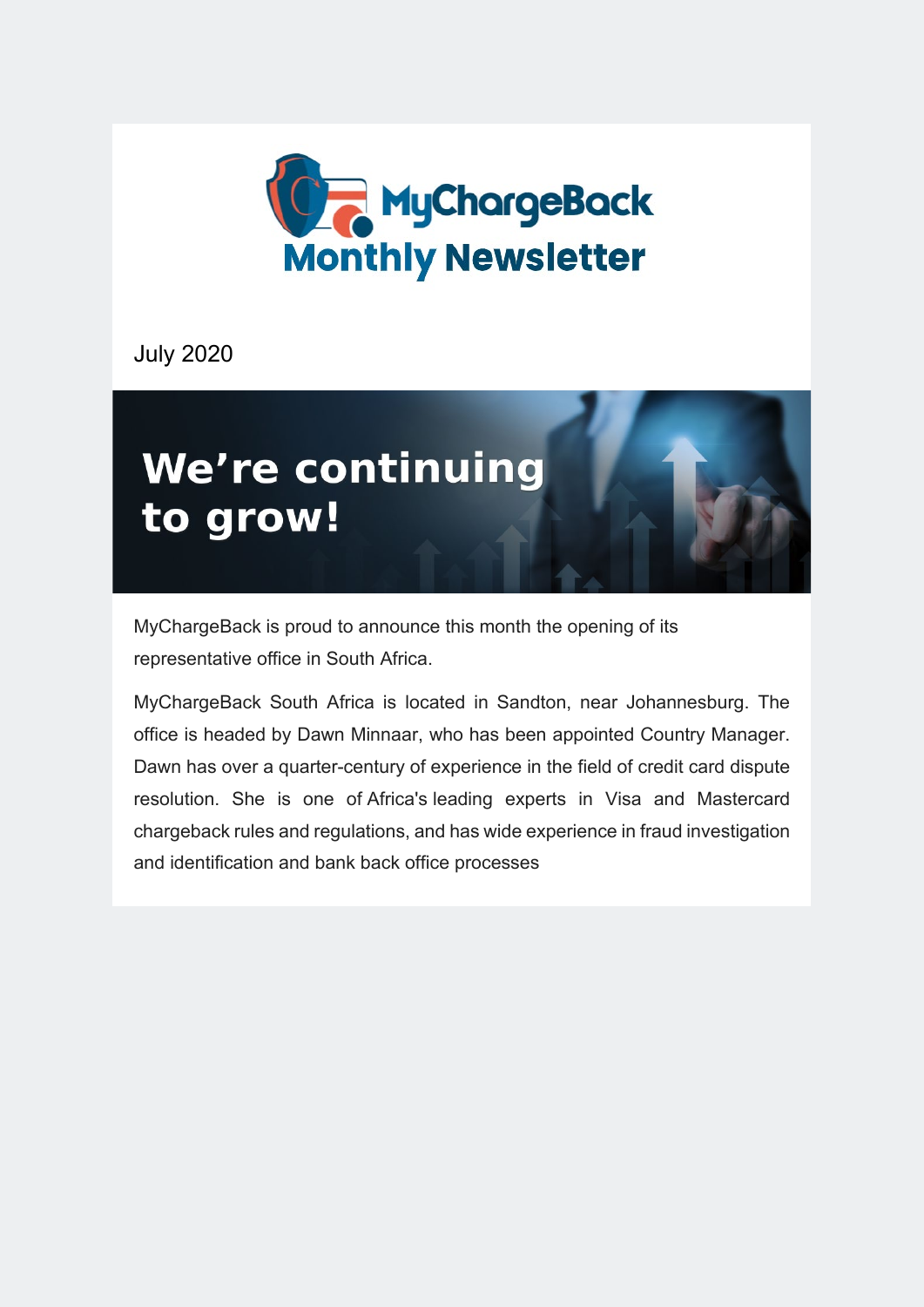# MyChargeBack Monthly Newsletter

July 2020

## We're continuing to grow!

MyChargeBack is proud to announce this month the opening of its representative office in South Africa.

MyChargeBack South Africa is located in Sandton, near Johannesburg. The office is headed by Dawn Minnaar, who has been appointed Country Manager. Dawn has over a quarter-century of experience in the field of credit card dispute resolution. She is one of Africa's leading experts in Visa and Mastercard chargeback rules and regulations, and has wide experience in fraud investigation and identification and bank back office processes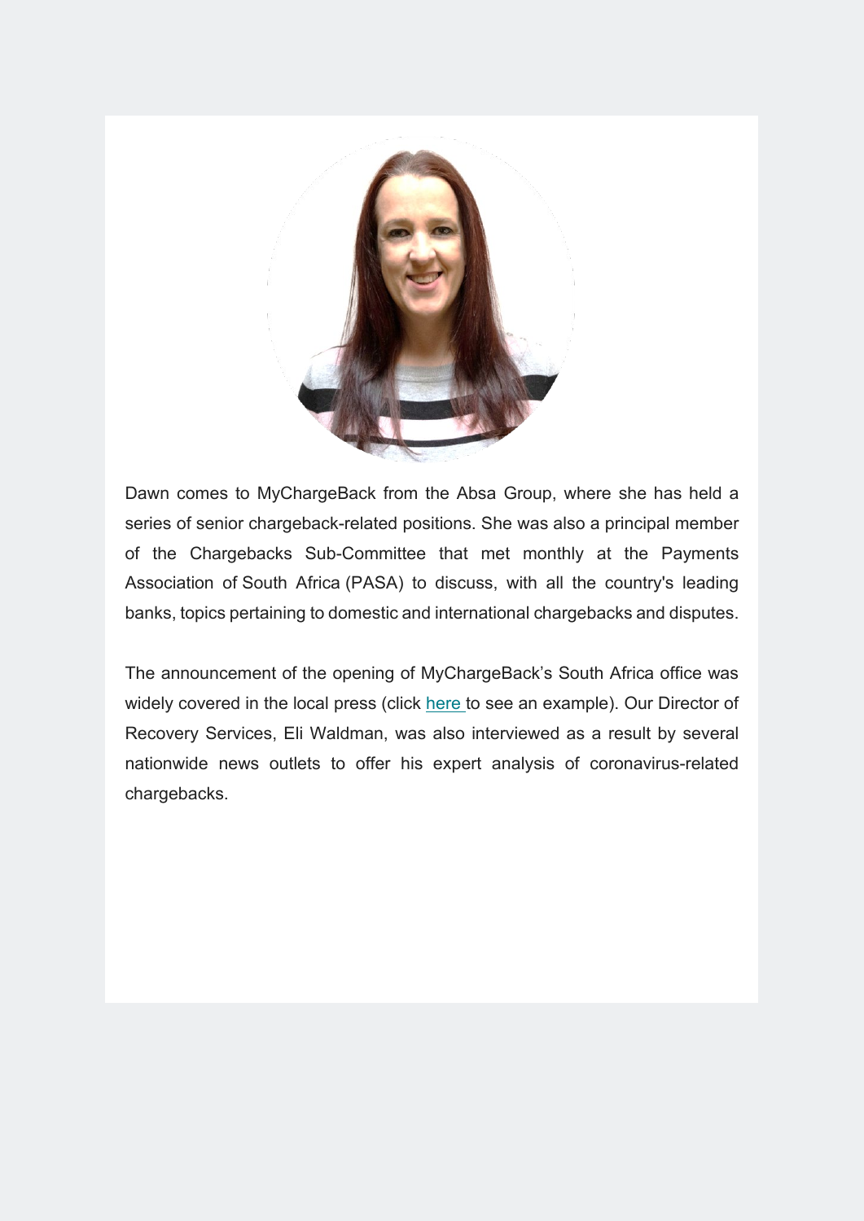Dawn comes to MyChargeBack from the Absa Group, where she has held a series of senior chargeback-related positions. She was also a principal member of the Chargebacks Sub-Committee that met monthly at the Payments Association of South Africa (PASA) to discuss, with all the country's leading banks, topics pertaining to domestic and international chargebacks and disputes.

The announcement of the opening of MyChargeBack's South Africa office was widely covered in the local press (click here to see an example). Our Director of Recovery Services, Eli Waldman, was also interviewed as a result by several nationwide news outlets to offer his expert analysis of coronavirus-related chargebacks.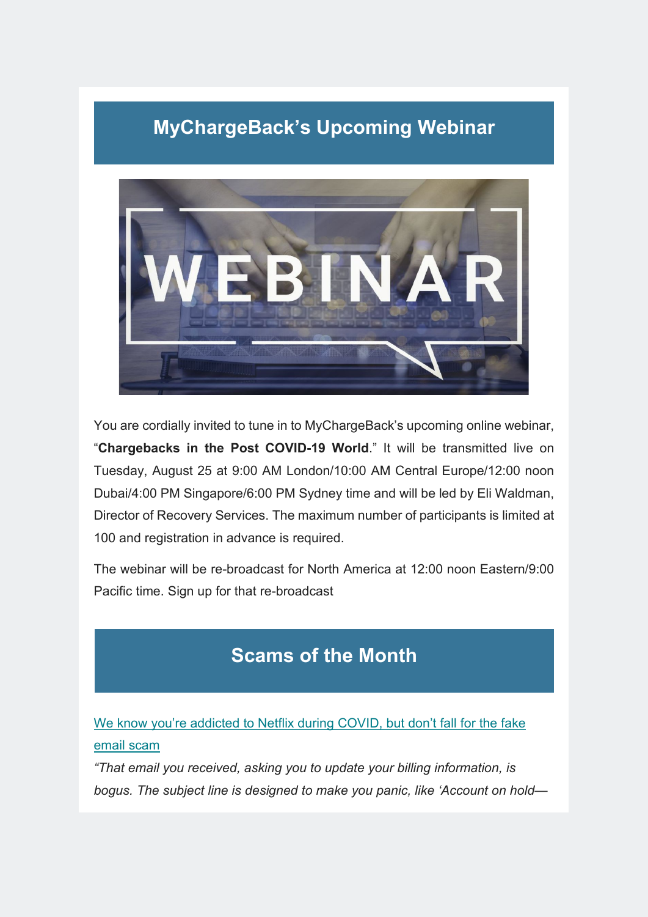## MyChargeBack's Upcoming Webinar

You are cordially invited to tune in to MyChargeBack's upcoming online webinar, "**Chargebacks in the Post COVID-19 World**." It will be transmitted live on Tuesday, August 25 at 9:00 AM London/10:00 AM Central Europe/12:00 noon Dubai/4:00 PM Singapore/6:00 PM Sydney time and will be led by Eli Waldman, Director of Recovery Services. The maximum number of participants is limited at 100 and registration in advance is required.

The webinar will be re-broadcast for North America at 12:00 noon Eastern/9:00 Pacific time. Sign up for that re-broadcast

## Scams of the Month

We know you're addicted to Netflix during COVID, but don't fall for the fake email scam

*"That email you received, asking you to update your billing information, is bogus. The subject line is designed to make you panic, like 'Account on hold—*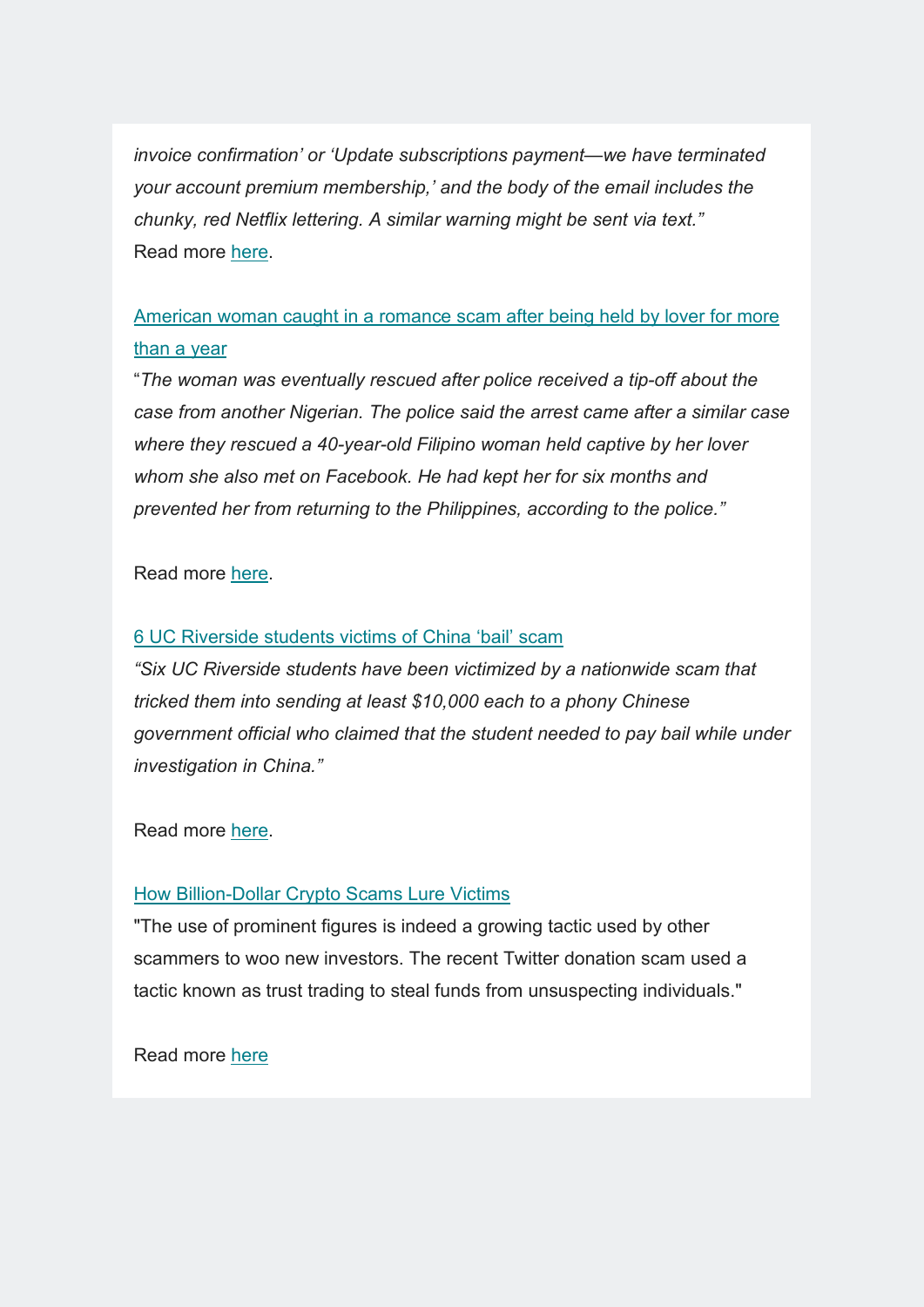*invoice confirmation' or 'Update subscriptions payment—we have terminated your account premium membership,' and the body of the email includes the chunky, red Netflix lettering. A similar warning might be sent via text."*
Read more here.

American woman caught in a romance scam after being held by lover for more than a year

"*The woman was eventually rescued after police received a tip-off about the case from another Nigerian. The police said the arrest came after a similar case where they rescued a 40-year-old Filipino woman held captive by her lover whom she also met on Facebook. He had kept her for six months and prevented her from returning to the Philippines, according to the police."*

Read more here.

6 UC Riverside students victims of China 'bail' scam

*"Six UC Riverside students have been victimized by a nationwide scam that tricked them into sending at least $10,000 each to a phony Chinese government official who claimed that the student needed to pay bail while under investigation in China."*

Read more here.

How Billion-Dollar Crypto Scams Lure Victims

"The use of prominent figures is indeed a growing tactic used by other scammers to woo new investors. The recent Twitter donation scam used a tactic known as trust trading to steal funds from unsuspecting individuals."

Read more here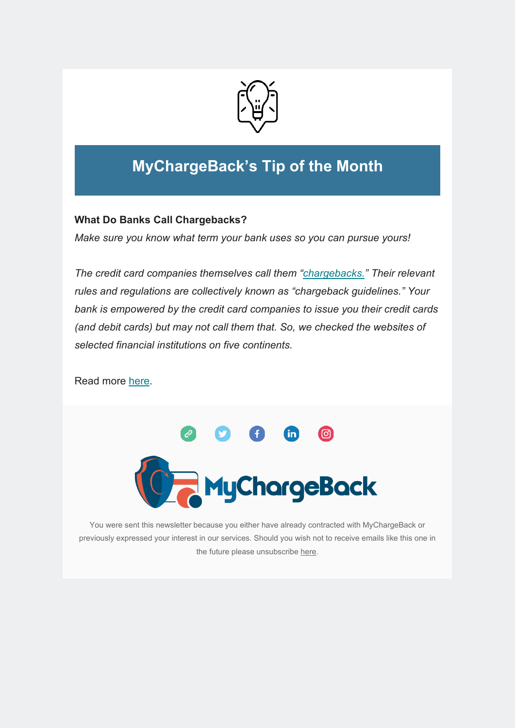## MyChargeBack's Tip of the Month

**What Do Banks Call Chargebacks?**

*Make sure you know what term your bank uses so you can pursue yours!*

*The credit card companies themselves call them "chargebacks." Their relevant rules and regulations are collectively known as "chargeback guidelines." Your bank is empowered by the credit card companies to issue you their credit cards (and debit cards) but may not call them that. So, we checked the websites of selected financial institutions on five continents.*

Read more here.

MyChargeBack

You were sent this newsletter because you either have already contracted with MyChargeBack or previously expressed your interest in our services. Should you wish not to receive emails like this one in the future please unsubscribe here.